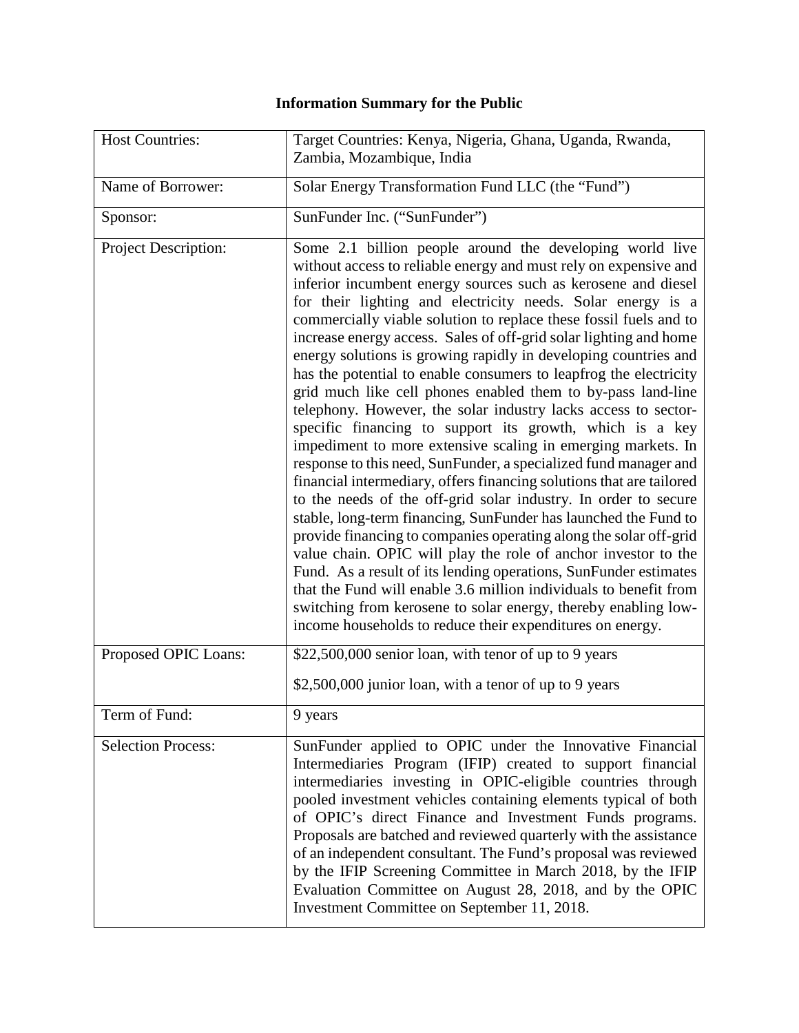# Information Summary for the Public

| | |
|---|---|
| Host Countries: | Target Countries: Kenya, Nigeria, Ghana, Uganda, Rwanda, Zambia, Mozambique, India |
| Name of Borrower: | Solar Energy Transformation Fund LLC (the "Fund") |
| Sponsor: | SunFunder Inc. ("SunFunder") |
| Project Description: | Some 2.1 billion people around the developing world live without access to reliable energy and must rely on expensive and inferior incumbent energy sources such as kerosene and diesel for their lighting and electricity needs. Solar energy is a commercially viable solution to replace these fossil fuels and to increase energy access. Sales of off-grid solar lighting and home energy solutions is growing rapidly in developing countries and has the potential to enable consumers to leapfrog the electricity grid much like cell phones enabled them to by-pass land-line telephony. However, the solar industry lacks access to sector-specific financing to support its growth, which is a key impediment to more extensive scaling in emerging markets. In response to this need, SunFunder, a specialized fund manager and financial intermediary, offers financing solutions that are tailored to the needs of the off-grid solar industry. In order to secure stable, long-term financing, SunFunder has launched the Fund to provide financing to companies operating along the solar off-grid value chain. OPIC will play the role of anchor investor to the Fund. As a result of its lending operations, SunFunder estimates that the Fund will enable 3.6 million individuals to benefit from switching from kerosene to solar energy, thereby enabling low-income households to reduce their expenditures on energy. |
| Proposed OPIC Loans: | $22,500,000 senior loan, with tenor of up to 9 years<br><br>$2,500,000 junior loan, with a tenor of up to 9 years |
| Term of Fund: | 9 years |
| Selection Process: | SunFunder applied to OPIC under the Innovative Financial Intermediaries Program (IFIP) created to support financial intermediaries investing in OPIC-eligible countries through pooled investment vehicles containing elements typical of both of OPIC's direct Finance and Investment Funds programs. Proposals are batched and reviewed quarterly with the assistance of an independent consultant. The Fund's proposal was reviewed by the IFIP Screening Committee in March 2018, by the IFIP Evaluation Committee on August 28, 2018, and by the OPIC Investment Committee on September 11, 2018. |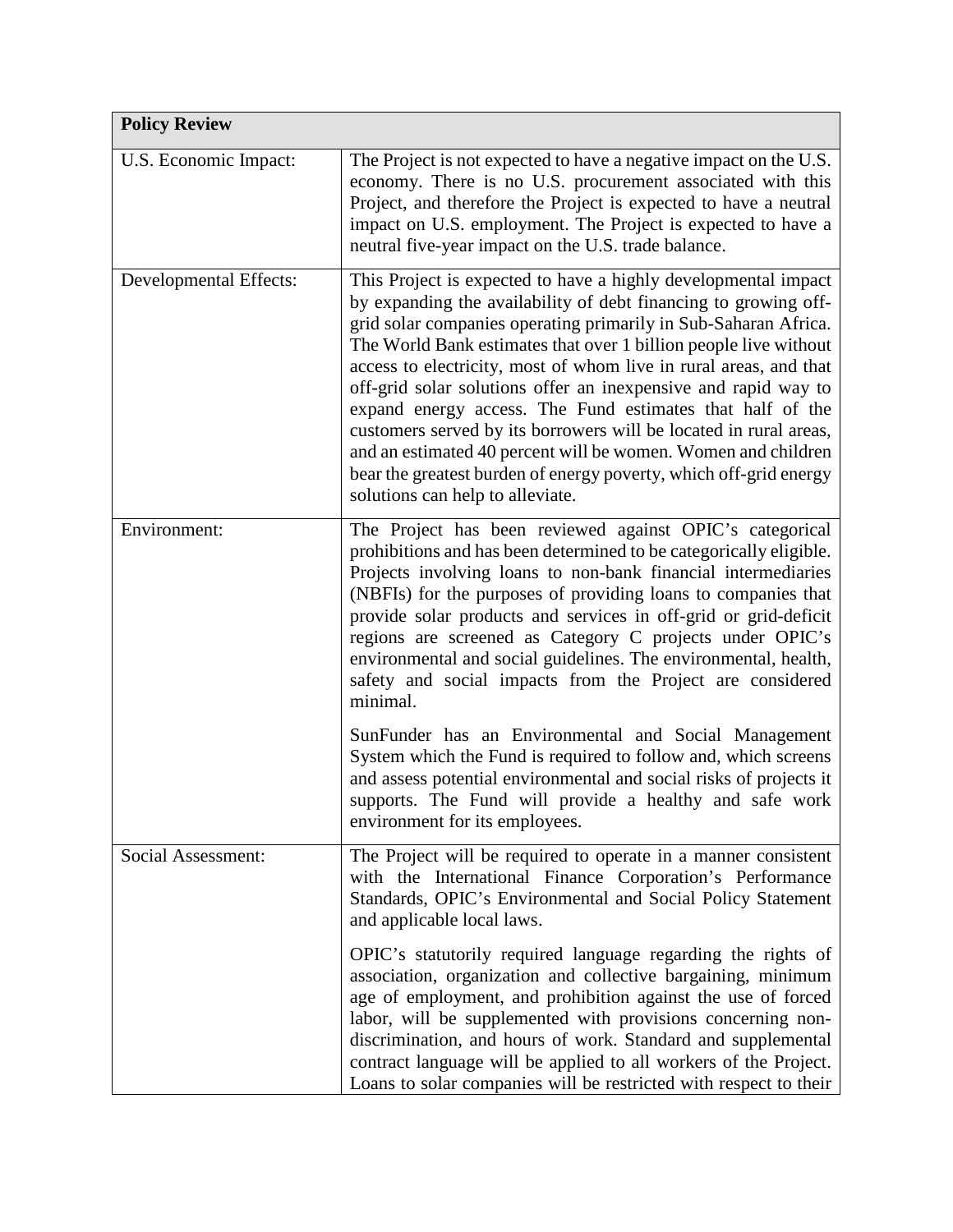| Policy Review | |
|---|---|
| U.S. Economic Impact: | The Project is not expected to have a negative impact on the U.S. economy. There is no U.S. procurement associated with this Project, and therefore the Project is expected to have a neutral impact on U.S. employment. The Project is expected to have a neutral five-year impact on the U.S. trade balance. |
| Developmental Effects: | This Project is expected to have a highly developmental impact by expanding the availability of debt financing to growing off-grid solar companies operating primarily in Sub-Saharan Africa. The World Bank estimates that over 1 billion people live without access to electricity, most of whom live in rural areas, and that off-grid solar solutions offer an inexpensive and rapid way to expand energy access. The Fund estimates that half of the customers served by its borrowers will be located in rural areas, and an estimated 40 percent will be women. Women and children bear the greatest burden of energy poverty, which off-grid energy solutions can help to alleviate. |
| Environment: | The Project has been reviewed against OPIC's categorical prohibitions and has been determined to be categorically eligible. Projects involving loans to non-bank financial intermediaries (NBFIs) for the purposes of providing loans to companies that provide solar products and services in off-grid or grid-deficit regions are screened as Category C projects under OPIC's environmental and social guidelines. The environmental, health, safety and social impacts from the Project are considered minimal.<br><br>SunFunder has an Environmental and Social Management System which the Fund is required to follow and, which screens and assess potential environmental and social risks of projects it supports. The Fund will provide a healthy and safe work environment for its employees. |
| Social Assessment: | The Project will be required to operate in a manner consistent with the International Finance Corporation's Performance Standards, OPIC's Environmental and Social Policy Statement and applicable local laws.<br><br>OPIC's statutorily required language regarding the rights of association, organization and collective bargaining, minimum age of employment, and prohibition against the use of forced labor, will be supplemented with provisions concerning non-discrimination, and hours of work. Standard and supplemental contract language will be applied to all workers of the Project. Loans to solar companies will be restricted with respect to their |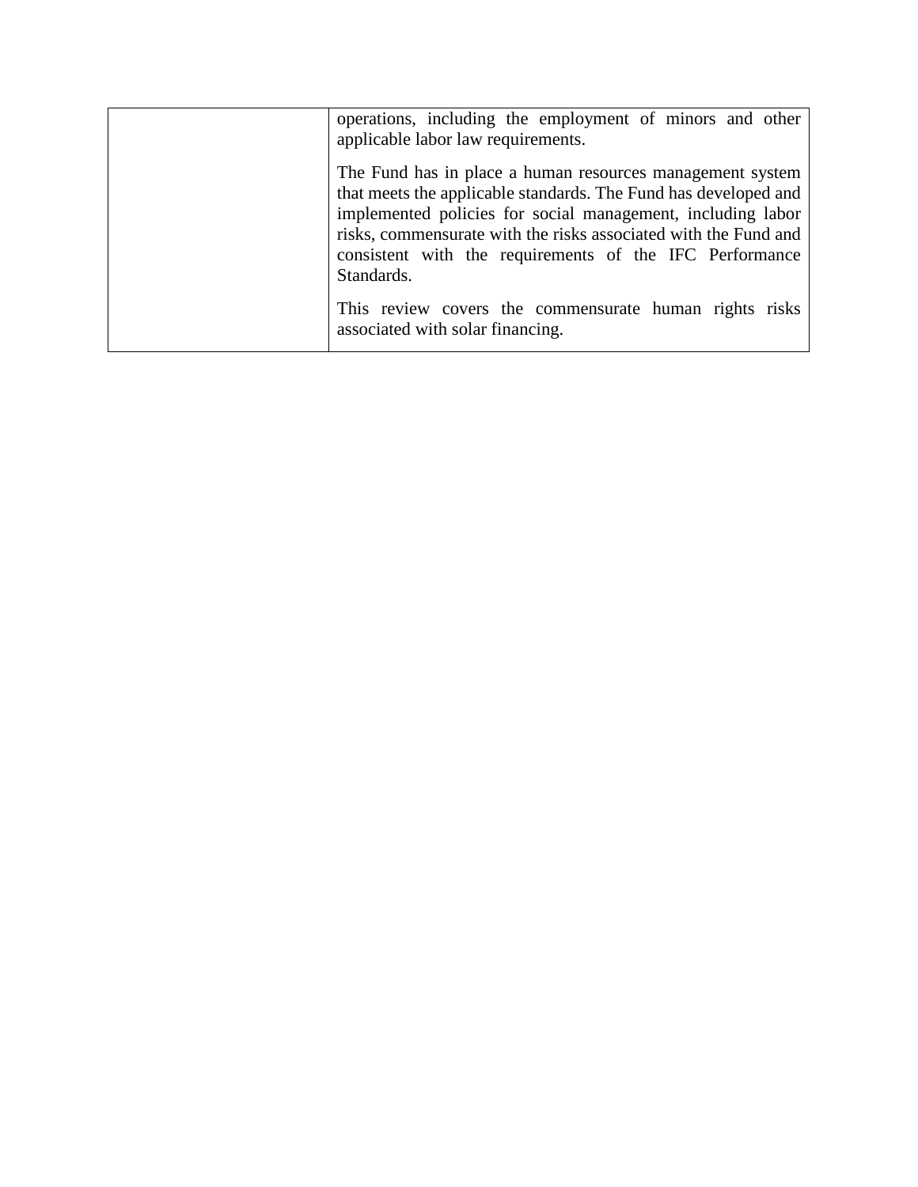| | |
|---|---|
| | operations, including the employment of minors and other applicable labor law requirements.<br><br>The Fund has in place a human resources management system that meets the applicable standards. The Fund has developed and implemented policies for social management, including labor risks, commensurate with the risks associated with the Fund and consistent with the requirements of the IFC Performance Standards.<br><br>This review covers the commensurate human rights risks associated with solar financing. |